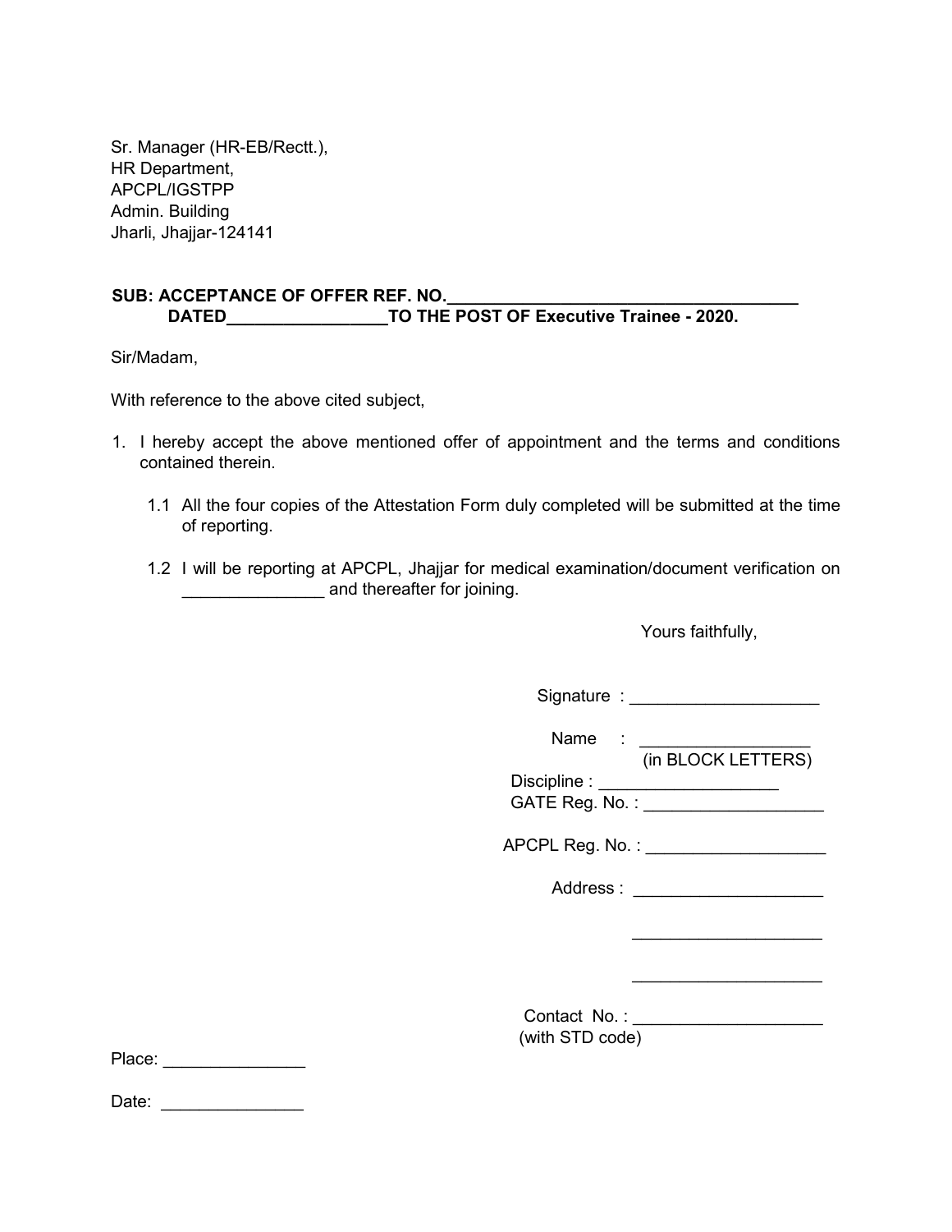Sr. Manager (HR-EB/Rectt.),
HR Department,
APCPL/IGSTPP
Admin. Building
Jharli, Jhajjar-124141

**SUB: ACCEPTANCE OF OFFER REF. NO.\_\_\_\_\_\_\_\_\_\_\_\_\_\_\_\_\_\_\_\_\_\_\_\_\_\_\_\_\_\_\_\_\_\_\_\_\_\_ DATED\_\_\_\_\_\_\_\_\_\_\_\_\_\_\_\_\_TO THE POST OF Executive Trainee - 2020.**

Sir/Madam,

With reference to the above cited subject,

1. I hereby accept the above mentioned offer of appointment and the terms and conditions contained therein.

   1.1 All the four copies of the Attestation Form duly completed will be submitted at the time of reporting.

   1.2 I will be reporting at APCPL, Jhajjar for medical examination/document verification on \_\_\_\_\_\_\_\_\_\_\_\_\_\_\_ and thereafter for joining.

Yours faithfully,

Signature : \_\_\_\_\_\_\_\_\_\_\_\_\_\_\_\_\_\_\_\_

Name : \_\_\_\_\_\_\_\_\_\_\_\_\_\_\_\_\_\_
(in BLOCK LETTERS)

Discipline : \_\_\_\_\_\_\_\_\_\_\_\_\_\_\_\_\_\_\_

GATE Reg. No. : \_\_\_\_\_\_\_\_\_\_\_\_\_\_\_\_\_\_\_

APCPL Reg. No. : \_\_\_\_\_\_\_\_\_\_\_\_\_\_\_\_\_\_\_

Address : \_\_\_\_\_\_\_\_\_\_\_\_\_\_\_\_\_\_\_\_

\_\_\_\_\_\_\_\_\_\_\_\_\_\_\_\_\_\_\_\_

\_\_\_\_\_\_\_\_\_\_\_\_\_\_\_\_\_\_\_\_

Contact No. : \_\_\_\_\_\_\_\_\_\_\_\_\_\_\_\_\_\_\_\_
(with STD code)

Place: \_\_\_\_\_\_\_\_\_\_\_\_\_\_\_

Date: \_\_\_\_\_\_\_\_\_\_\_\_\_\_\_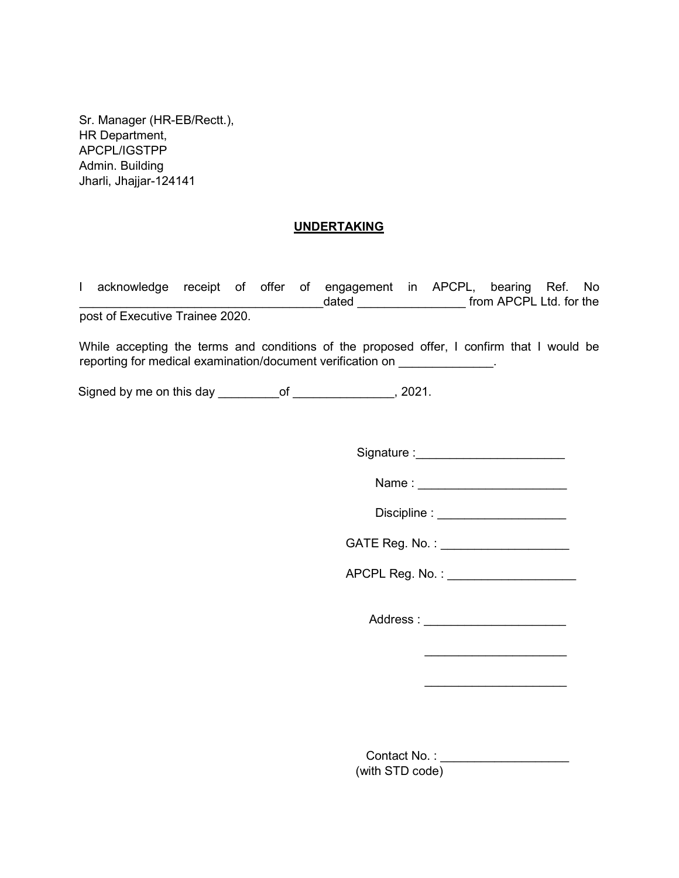Sr. Manager (HR-EB/Rectt.),
HR Department,
APCPL/IGSTPP
Admin. Building
Jharli, Jhajjar-124141

**UNDERTAKING**

I acknowledge receipt of offer of engagement in APCPL, bearing Ref. No ____________________________________dated ________________ from APCPL Ltd. for the post of Executive Trainee 2020.

While accepting the terms and conditions of the proposed offer, I confirm that I would be reporting for medical examination/document verification on ______________.

Signed by me on this day _________of _______________, 2021.

Signature :______________________

Name : ______________________

Discipline : ___________________

GATE Reg. No. : ___________________

APCPL Reg. No. : ___________________

Address : _____________________

_____________________

_____________________

Contact No. : ___________________
(with STD code)